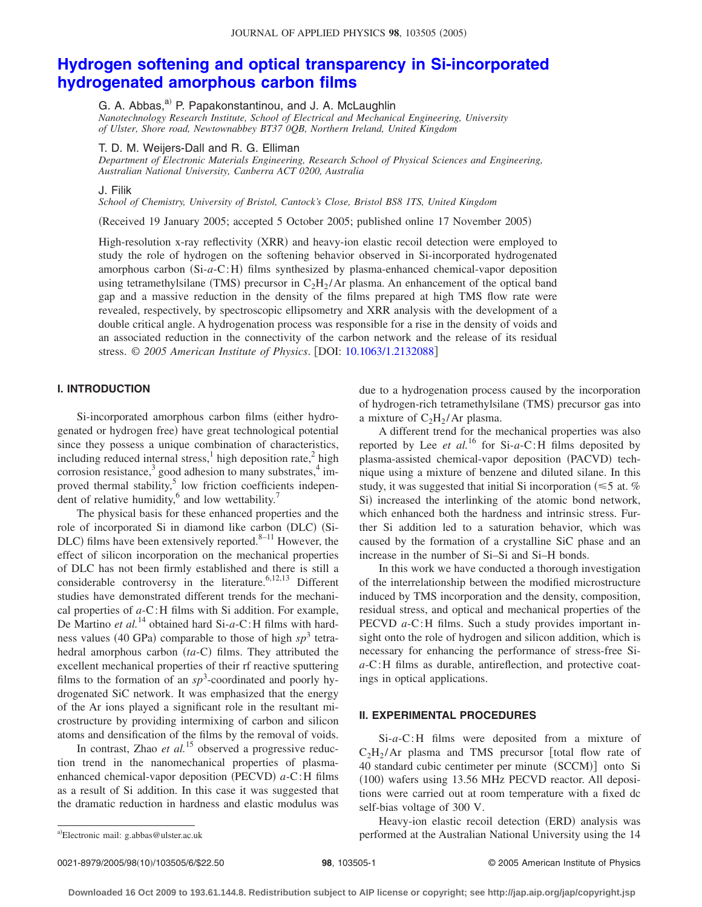# Hydrogen softening and optical transparency in Si-incorporated hydrogenated amorphous carbon films

G. A. Abbas,[a] P. Papakonstantinou, and J. A. McLaughlin

*Nanotechnology Research Institute, School of Electrical and Mechanical Engineering, University of Ulster, Shore road, Newtownabbey BT37 0QB, Northern Ireland, United Kingdom*

T. D. M. Weijers-Dall and R. G. Elliman

*Department of Electronic Materials Engineering, Research School of Physical Sciences and Engineering, Australian National University, Canberra ACT 0200, Australia*

J. Filik

*School of Chemistry, University of Bristol, Cantock's Close, Bristol BS8 1TS, United Kingdom*

(Received 19 January 2005; accepted 5 October 2005; published online 17 November 2005)

High-resolution x-ray reflectivity (XRR) and heavy-ion elastic recoil detection were employed to study the role of hydrogen on the softening behavior observed in Si-incorporated hydrogenated amorphous carbon (Si-*a*-C:H) films synthesized by plasma-enhanced chemical-vapor deposition using tetramethylsilane (TMS) precursor in $C_2H_2$/Ar plasma. An enhancement of the optical band gap and a massive reduction in the density of the films prepared at high TMS flow rate were revealed, respectively, by spectroscopic ellipsometry and XRR analysis with the development of a double critical angle. A hydrogenation process was responsible for a rise in the density of voids and an associated reduction in the connectivity of the carbon network and the release of its residual stress. *© 2005 American Institute of Physics.* [DOI: 10.1063/1.2132088]

## I. INTRODUCTION

Si-incorporated amorphous carbon films (either hydrogenated or hydrogen free) have great technological potential since they possess a unique combination of characteristics, including reduced internal stress,[1] high deposition rate,[2] high corrosion resistance,[3] good adhesion to many substrates,[4] improved thermal stability,[5] low friction coefficients independent of relative humidity,[6] and low wettability.[7]

The physical basis for these enhanced properties and the role of incorporated Si in diamond like carbon (DLC) (Si-DLC) films have been extensively reported.[8–11] However, the effect of silicon incorporation on the mechanical properties of DLC has not been firmly established and there is still a considerable controversy in the literature.[6,12,13] Different studies have demonstrated different trends for the mechanical properties of *a*-C:H films with Si addition. For example, De Martino *et al.*[14] obtained hard Si-*a*-C:H films with hardness values (40 GPa) comparable to those of high $sp^3$ tetrahedral amorphous carbon (*ta*-C) films. They attributed the excellent mechanical properties of their rf reactive sputtering films to the formation of an $sp^3$-coordinated and poorly hydrogenated SiC network. It was emphasized that the energy of the Ar ions played a significant role in the resultant microstructure by providing intermixing of carbon and silicon atoms and densification of the films by the removal of voids.

In contrast, Zhao *et al.*[15] observed a progressive reduction trend in the nanomechanical properties of plasma-enhanced chemical-vapor deposition (PECVD) *a*-C:H films as a result of Si addition. In this case it was suggested that the dramatic reduction in hardness and elastic modulus was due to a hydrogenation process caused by the incorporation of hydrogen-rich tetramethylsilane (TMS) precursor gas into a mixture of $C_2H_2$/Ar plasma.

A different trend for the mechanical properties was also reported by Lee *et al.*[16] for Si-*a*-C:H films deposited by plasma-assisted chemical-vapor deposition (PACVD) technique using a mixture of benzene and diluted silane. In this study, it was suggested that initial Si incorporation ($\leq 5$ at. % Si) increased the interlinking of the atomic bond network, which enhanced both the hardness and intrinsic stress. Further Si addition led to a saturation behavior, which was caused by the formation of a crystalline SiC phase and an increase in the number of Si–Si and Si–H bonds.

In this work we have conducted a thorough investigation of the interrelationship between the modified microstructure induced by TMS incorporation and the density, composition, residual stress, and optical and mechanical properties of the PECVD *a*-C:H films. Such a study provides important insight onto the role of hydrogen and silicon addition, which is necessary for enhancing the performance of stress-free Si-*a*-C:H films as durable, antireflection, and protective coatings in optical applications.

## II. EXPERIMENTAL PROCEDURES

Si-*a*-C:H films were deposited from a mixture of $C_2H_2$/Ar plasma and TMS precursor [total flow rate of 40 standard cubic centimeter per minute (SCCM)] onto Si (100) wafers using 13.56 MHz PECVD reactor. All depositions were carried out at room temperature with a fixed dc self-bias voltage of 300 V.

Heavy-ion elastic recoil detection (ERD) analysis was performed at the Australian National University using the 14

[a] Electronic mail: g.abbas@ulster.ac.uk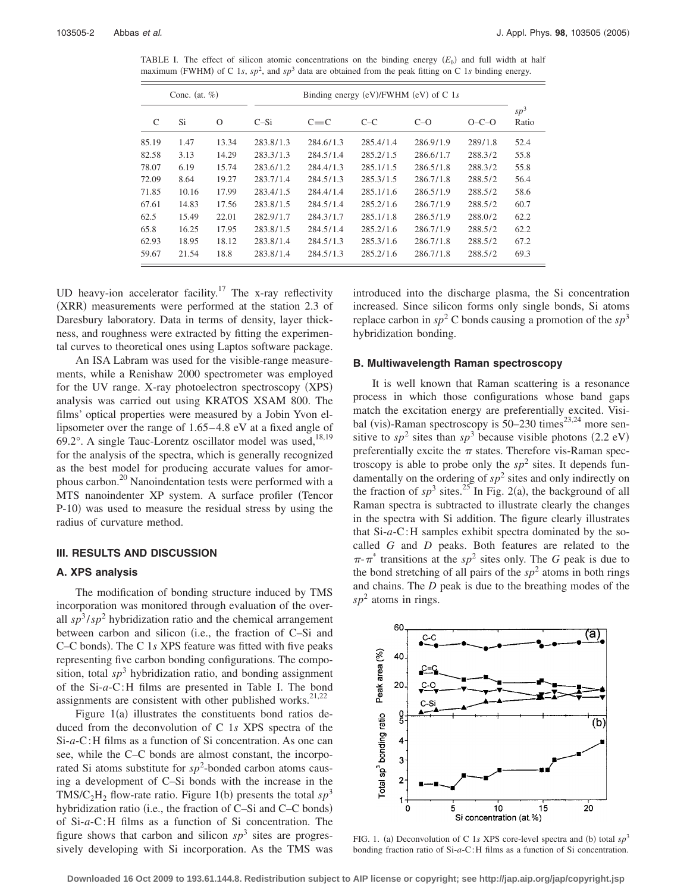TABLE I. The effect of silicon atomic concentrations on the binding energy ($E_b$) and full width at half maximum (FWHM) of C 1*s*, $sp^2$, and $sp^3$ data are obtained from the peak fitting on C 1*s* binding energy.

| Conc. (at. %) | | | Binding energy (eV)/FWHM (eV) of C 1*s* | | | | | |
|---|---|---|---|---|---|---|---|---|
| C | Si | O | C–Si | C=C | C–C | C–O | O–C–O | $sp^3$ Ratio |
| 85.19 | 1.47 | 13.34 | 283.8/1.3 | 284.6/1.3 | 285.4/1.4 | 286.9/1.9 | 289/1.8 | 52.4 |
| 82.58 | 3.13 | 14.29 | 283.3/1.3 | 284.5/1.4 | 285.2/1.5 | 286.6/1.7 | 288.3/2 | 55.8 |
| 78.07 | 6.19 | 15.74 | 283.6/1.2 | 284.4/1.3 | 285.1/1.5 | 286.5/1.8 | 288.3/2 | 55.8 |
| 72.09 | 8.64 | 19.27 | 283.7/1.4 | 284.5/1.3 | 285.3/1.5 | 286.7/1.8 | 288.5/2 | 56.4 |
| 71.85 | 10.16 | 17.99 | 283.4/1.5 | 284.4/1.4 | 285.1/1.6 | 286.5/1.9 | 288.5/2 | 58.6 |
| 67.61 | 14.83 | 17.56 | 283.8/1.5 | 284.5/1.4 | 285.2/1.6 | 286.7/1.9 | 288.5/2 | 60.7 |
| 62.5 | 15.49 | 22.01 | 282.9/1.7 | 284.3/1.7 | 285.1/1.8 | 286.5/1.9 | 288.0/2 | 62.2 |
| 65.8 | 16.25 | 17.95 | 283.8/1.5 | 284.5/1.4 | 285.2/1.6 | 286.7/1.9 | 288.5/2 | 62.2 |
| 62.93 | 18.95 | 18.12 | 283.8/1.4 | 284.5/1.3 | 285.3/1.6 | 286.7/1.8 | 288.5/2 | 67.2 |
| 59.67 | 21.54 | 18.8 | 283.8/1.4 | 284.5/1.3 | 285.2/1.6 | 286.7/1.8 | 288.5/2 | 69.3 |

UD heavy-ion accelerator facility.[17] The x-ray reflectivity (XRR) measurements were performed at the station 2.3 of Daresbury laboratory. Data in terms of density, layer thickness, and roughness were extracted by fitting the experimental curves to theoretical ones using Laptos software package.

An ISA Labram was used for the visible-range measurements, while a Renishaw 2000 spectrometer was employed for the UV range. X-ray photoelectron spectroscopy (XPS) analysis was carried out using KRATOS XSAM 800. The films' optical properties were measured by a Jobin Yvon ellipsometer over the range of 1.65–4.8 eV at a fixed angle of 69.2°. A single Tauc-Lorentz oscillator model was used,[18,19] for the analysis of the spectra, which is generally recognized as the best model for producing accurate values for amorphous carbon.[20] Nanoindentation tests were performed with a MTS nanoindenter XP system. A surface profiler (Tencor P-10) was used to measure the residual stress by using the radius of curvature method.

## III. RESULTS AND DISCUSSION

### A. XPS analysis

The modification of bonding structure induced by TMS incorporation was monitored through evaluation of the overall $sp^3/sp^2$ hybridization ratio and the chemical arrangement between carbon and silicon (i.e., the fraction of C–Si and C–C bonds). The C 1*s* XPS feature was fitted with five peaks representing five carbon bonding configurations. The composition, total $sp^3$ hybridization ratio, and bonding assignment of the Si-*a*-C:H films are presented in Table I. The bond assignments are consistent with other published works.[21,22]

Figure 1(a) illustrates the constituents bond ratios deduced from the deconvolution of C 1*s* XPS spectra of the Si-*a*-C:H films as a function of Si concentration. As one can see, while the C–C bonds are almost constant, the incorporated Si atoms substitute for $sp^2$-bonded carbon atoms causing a development of C–Si bonds with the increase in the TMS/$C_2H_2$ flow-rate ratio. Figure 1(b) presents the total $sp^3$ hybridization ratio (i.e., the fraction of C–Si and C–C bonds) of Si-*a*-C:H films as a function of Si concentration. The figure shows that carbon and silicon $sp^3$ sites are progressively developing with Si incorporation. As the TMS was introduced into the discharge plasma, the Si concentration increased. Since silicon forms only single bonds, Si atoms replace carbon in $sp^2$ C bonds causing a promotion of the $sp^3$ hybridization bonding.

### B. Multiwavelength Raman spectroscopy

It is well known that Raman scattering is a resonance process in which those configurations whose band gaps match the excitation energy are preferentially excited. Visibal (vis)-Raman spectroscopy is 50–230 times[23,24] more sensitive to $sp^2$ sites than $sp^3$ because visible photons (2.2 eV) preferentially excite the $\pi$ states. Therefore vis-Raman spectroscopy is able to probe only the $sp^2$ sites. It depends fundamentally on the ordering of $sp^2$ sites and only indirectly on the fraction of $sp^3$ sites.[25] In Fig. 2(a), the background of all Raman spectra is subtracted to illustrate clearly the changes in the spectra with Si addition. The figure clearly illustrates that Si-*a*-C:H samples exhibit spectra dominated by the so-called *G* and *D* peaks. Both features are related to the $\pi$-$\pi^*$ transitions at the $sp^2$ sites only. The *G* peak is due to the bond stretching of all pairs of the $sp^2$ atoms in both rings and chains. The *D* peak is due to the breathing modes of the $sp^2$ atoms in rings.

FIG. 1. (a) Deconvolution of C 1*s* XPS core-level spectra and (b) total $sp^3$ bonding fraction ratio of Si-*a*-C:H films as a function of Si concentration.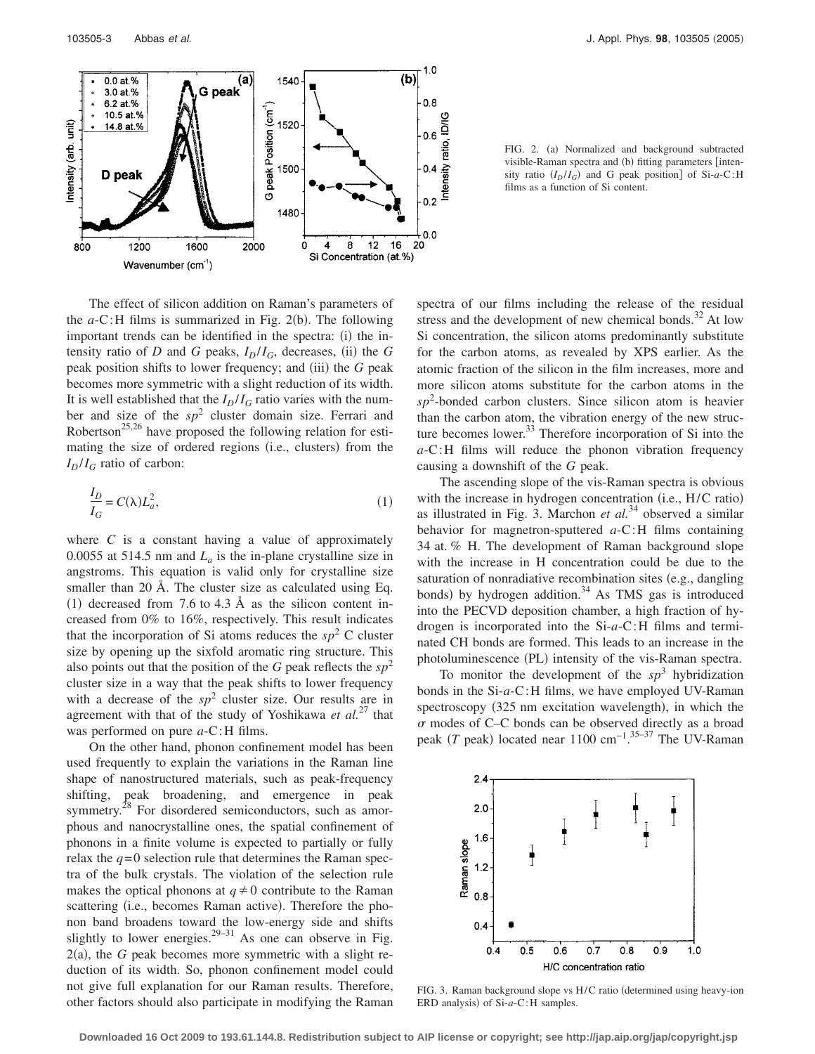FIG. 2. (a) Normalized and background subtracted visible-Raman spectra and (b) fitting parameters [intensity ratio $(I_D/I_G)$ and G peak position] of Si-*a*-C:H films as a function of Si content.

The effect of silicon addition on Raman's parameters of the *a*-C:H films is summarized in Fig. 2(b). The following important trends can be identified in the spectra: (i) the intensity ratio of *D* and *G* peaks, $I_D/I_G$, decreases, (ii) the *G* peak position shifts to lower frequency; and (iii) the *G* peak becomes more symmetric with a slight reduction of its width. It is well established that the $I_D/I_G$ ratio varies with the number and size of the $sp^2$ cluster domain size. Ferrari and Robertson[25,26] have proposed the following relation for estimating the size of ordered regions (i.e., clusters) from the $I_D/I_G$ ratio of carbon:

$$\frac{I_D}{I_G} = C(\lambda)L_a^2, \tag{1}$$

where $C$ is a constant having a value of approximately 0.0055 at 514.5 nm and $L_a$ is the in-plane crystalline size in angstroms. This equation is valid only for crystalline size smaller than 20 Å. The cluster size as calculated using Eq. (1) decreased from 7.6 to 4.3 Å as the silicon content increased from 0% to 16%, respectively. This result indicates that the incorporation of Si atoms reduces the $sp^2$ C cluster size by opening up the sixfold aromatic ring structure. This also points out that the position of the *G* peak reflects the $sp^2$ cluster size in a way that the peak shifts to lower frequency with a decrease of the $sp^2$ cluster size. Our results are in agreement with that of the study of Yoshikawa *et al.*[27] that was performed on pure *a*-C:H films.

On the other hand, phonon confinement model has been used frequently to explain the variations in the Raman line shape of nanostructured materials, such as peak-frequency shifting, peak broadening, and emergence in peak symmetry.[28] For disordered semiconductors, such as amorphous and nanocrystalline ones, the spatial confinement of phonons in a finite volume is expected to partially or fully relax the $q=0$ selection rule that determines the Raman spectra of the bulk crystals. The violation of the selection rule makes the optical phonons at $q\neq 0$ contribute to the Raman scattering (i.e., becomes Raman active). Therefore the phonon band broadens toward the low-energy side and shifts slightly to lower energies.[29–31] As one can observe in Fig. 2(a), the *G* peak becomes more symmetric with a slight reduction of its width. So, phonon confinement model could not give full explanation for our Raman results. Therefore, other factors should also participate in modifying the Raman spectra of our films including the release of the residual stress and the development of new chemical bonds.[32] At low Si concentration, the silicon atoms predominantly substitute for the carbon atoms, as revealed by XPS earlier. As the atomic fraction of the silicon in the film increases, more and more silicon atoms substitute for the carbon atoms in the $sp^2$-bonded carbon clusters. Since silicon atom is heavier than the carbon atom, the vibration energy of the new structure becomes lower.[33] Therefore incorporation of Si into the *a*-C:H films will reduce the phonon vibration frequency causing a downshift of the *G* peak.

The ascending slope of the vis-Raman spectra is obvious with the increase in hydrogen concentration (i.e., H/C ratio) as illustrated in Fig. 3. Marchon *et al.*[34] observed a similar behavior for magnetron-sputtered *a*-C:H films containing 34 at. % H. The development of Raman background slope with the increase in H concentration could be due to the saturation of nonradiative recombination sites (e.g., dangling bonds) by hydrogen addition.[34] As TMS gas is introduced into the PECVD deposition chamber, a high fraction of hydrogen is incorporated into the Si-*a*-C:H films and terminated CH bonds are formed. This leads to an increase in the photoluminescence (PL) intensity of the vis-Raman spectra.

To monitor the development of the $sp^3$ hybridization bonds in the Si-*a*-C:H films, we have employed UV-Raman spectroscopy (325 nm excitation wavelength), in which the $\sigma$ modes of C–C bonds can be observed directly as a broad peak (*T* peak) located near 1100 cm$^{-1}$.[35–37] The UV-Raman

FIG. 3. Raman background slope vs H/C ratio (determined using heavy-ion ERD analysis) of Si-*a*-C:H samples.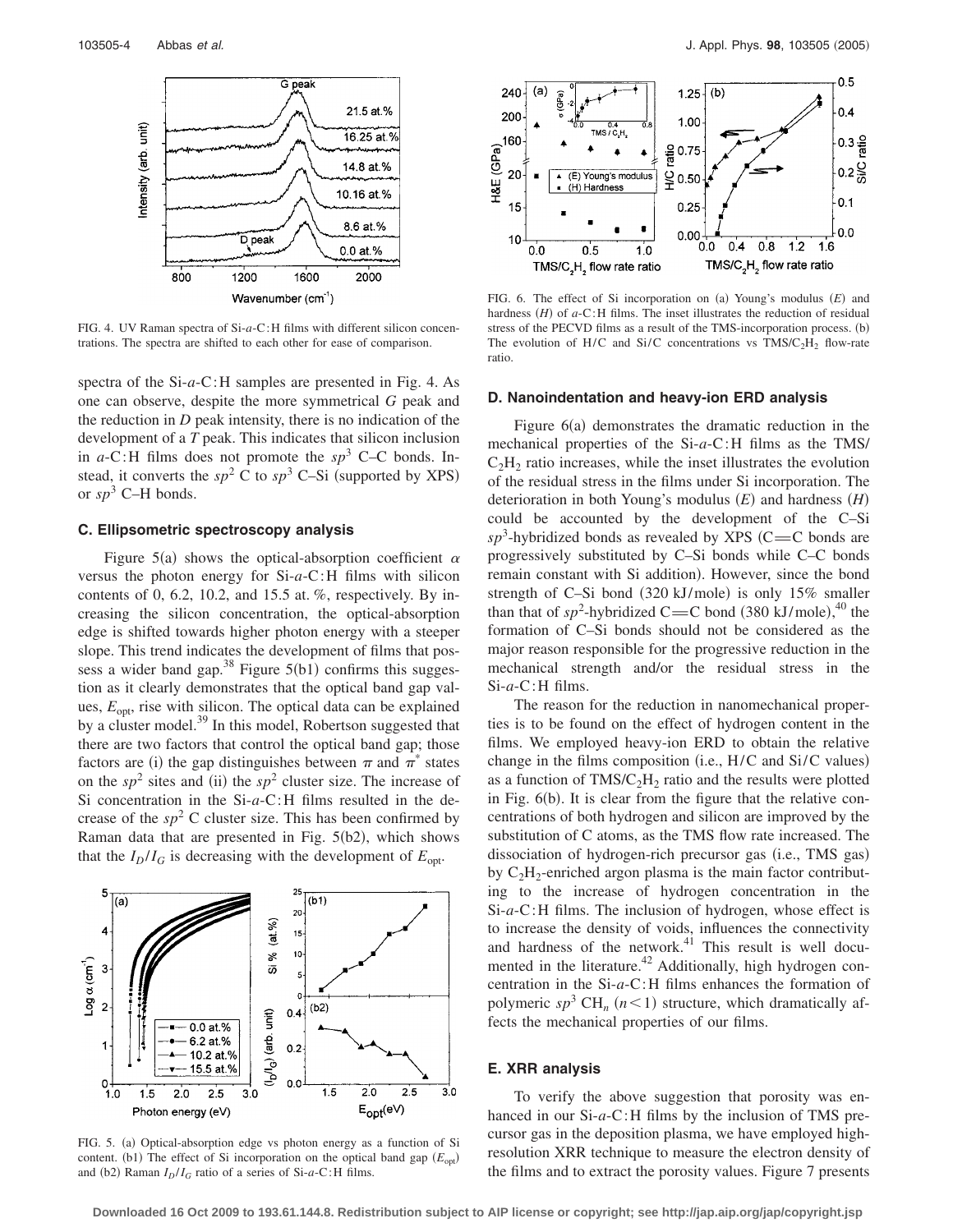FIG. 4. UV Raman spectra of Si-$a$-C:H films with different silicon concentrations. The spectra are shifted to each other for ease of comparison.

spectra of the Si-$a$-C:H samples are presented in Fig. 4. As one can observe, despite the more symmetrical $G$ peak and the reduction in $D$ peak intensity, there is no indication of the development of a $T$ peak. This indicates that silicon inclusion in $a$-C:H films does not promote the $sp^3$ C–C bonds. Instead, it converts the $sp^2$ C to $sp^3$ C–Si (supported by XPS) or $sp^3$ C–H bonds.

### C. Ellipsometric spectroscopy analysis

Figure 5(a) shows the optical-absorption coefficient $\alpha$ versus the photon energy for Si-$a$-C:H films with silicon contents of 0, 6.2, 10.2, and 15.5 at. %, respectively. By increasing the silicon concentration, the optical-absorption edge is shifted towards higher photon energy with a steeper slope. This trend indicates the development of films that possess a wider band gap.[38] Figure 5(b1) confirms this suggestion as it clearly demonstrates that the optical band gap values, $E_{\text{opt}}$, rise with silicon. The optical data can be explained by a cluster model.[39] In this model, Robertson suggested that there are two factors that control the optical band gap; those factors are (i) the gap distinguishes between $\pi$ and $\pi^*$ states on the $sp^2$ sites and (ii) the $sp^2$ cluster size. The increase of Si concentration in the Si-$a$-C:H films resulted in the decrease of the $sp^2$ C cluster size. This has been confirmed by Raman data that are presented in Fig. 5(b2), which shows that the $I_D/I_G$ is decreasing with the development of $E_{\text{opt}}$.

FIG. 5. (a) Optical-absorption edge vs photon energy as a function of Si content. (b1) The effect of Si incorporation on the optical band gap ($E_{\text{opt}}$) and (b2) Raman $I_D/I_G$ ratio of a series of Si-$a$-C:H films.

FIG. 6. The effect of Si incorporation on (a) Young's modulus ($E$) and hardness ($H$) of $a$-C:H films. The inset illustrates the reduction of residual stress of the PECVD films as a result of the TMS-incorporation process. (b) The evolution of H/C and Si/C concentrations vs TMS/$C_2H_2$ flow-rate ratio.

### D. Nanoindentation and heavy-ion ERD analysis

Figure 6(a) demonstrates the dramatic reduction in the mechanical properties of the Si-$a$-C:H films as the TMS/$C_2H_2$ ratio increases, while the inset illustrates the evolution of the residual stress in the films under Si incorporation. The deterioration in both Young's modulus ($E$) and hardness ($H$) could be accounted by the development of the C–Si $sp^3$-hybridized bonds as revealed by XPS (C=C bonds are progressively substituted by C–Si bonds while C–C bonds remain constant with Si addition). However, since the bond strength of C–Si bond (320 kJ/mole) is only 15% smaller than that of $sp^2$-hybridized C=C bond (380 kJ/mole),[40] the formation of C–Si bonds should not be considered as the major reason responsible for the progressive reduction in the mechanical strength and/or the residual stress in the Si-$a$-C:H films.

The reason for the reduction in nanomechanical properties is to be found on the effect of hydrogen content in the films. We employed heavy-ion ERD to obtain the relative change in the films composition (i.e., H/C and Si/C values) as a function of TMS/$C_2H_2$ ratio and the results were plotted in Fig. 6(b). It is clear from the figure that the relative concentrations of both hydrogen and silicon are improved by the substitution of C atoms, as the TMS flow rate increased. The dissociation of hydrogen-rich precursor gas (i.e., TMS gas) by $C_2H_2$-enriched argon plasma is the main factor contributing to the increase of hydrogen concentration in the Si-$a$-C:H films. The inclusion of hydrogen, whose effect is to increase the density of voids, influences the connectivity and hardness of the network.[41] This result is well documented in the literature.[42] Additionally, high hydrogen concentration in the Si-$a$-C:H films enhances the formation of polymeric $sp^3$ $CH_n$ ($n<1$) structure, which dramatically affects the mechanical properties of our films.

### E. XRR analysis

To verify the above suggestion that porosity was enhanced in our Si-$a$-C:H films by the inclusion of TMS precursor gas in the deposition plasma, we have employed high-resolution XRR technique to measure the electron density of the films and to extract the porosity values. Figure 7 presents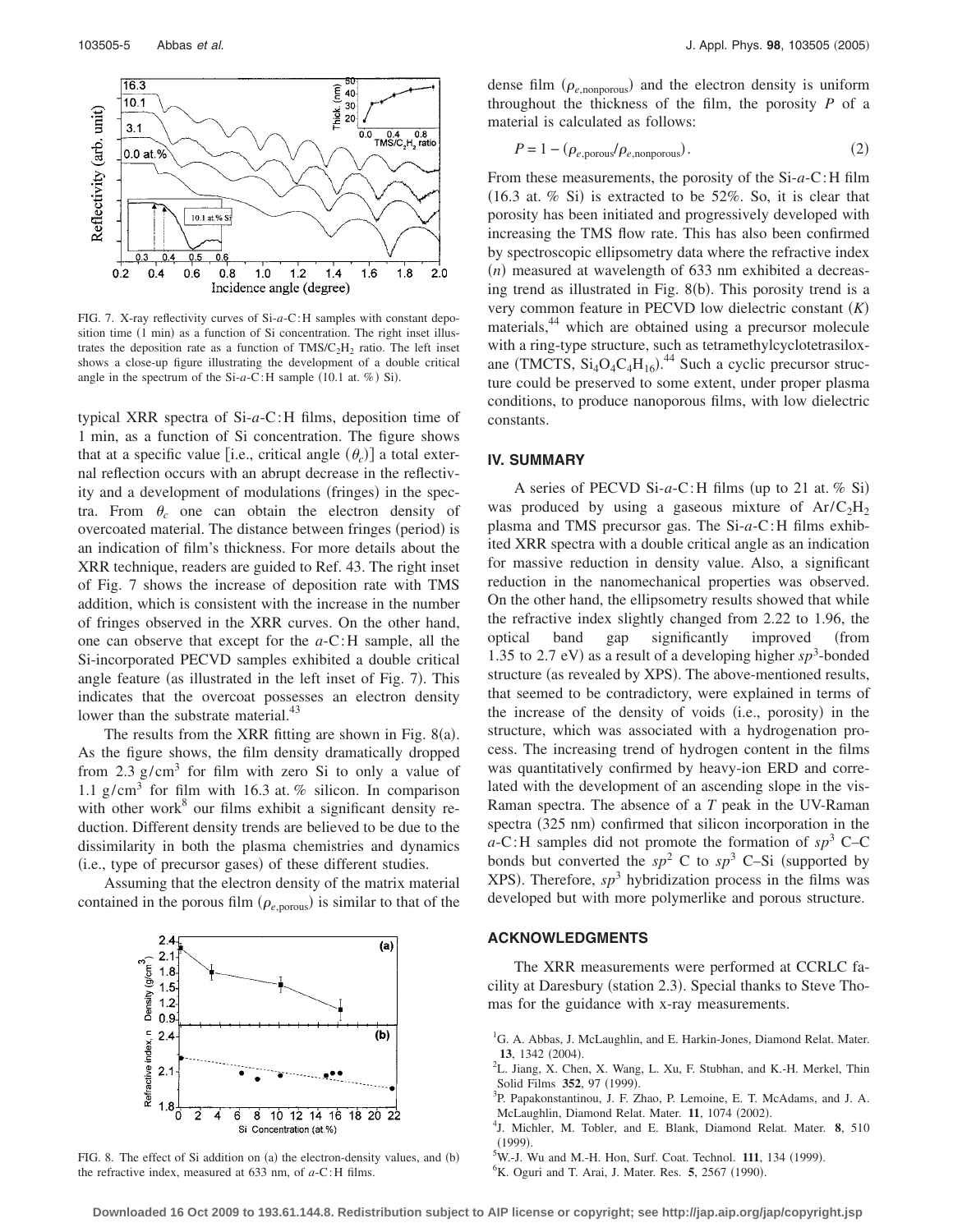FIG. 7. X-ray reflectivity curves of Si-*a*-C:H samples with constant deposition time (1 min) as a function of Si concentration. The right inset illustrates the deposition rate as a function of $TMS/C_2H_2$ ratio. The left inset shows a close-up figure illustrating the development of a double critical angle in the spectrum of the Si-*a*-C:H sample (10.1 at. %) Si).

typical XRR spectra of Si-*a*-C:H films, deposition time of 1 min, as a function of Si concentration. The figure shows that at a specific value [i.e., critical angle ($\theta_c$)] a total external reflection occurs with an abrupt decrease in the reflectivity and a development of modulations (fringes) in the spectra. From $\theta_c$ one can obtain the electron density of overcoated material. The distance between fringes (period) is an indication of film's thickness. For more details about the XRR technique, readers are guided to Ref. 43. The right inset of Fig. 7 shows the increase of deposition rate with TMS addition, which is consistent with the increase in the number of fringes observed in the XRR curves. On the other hand, one can observe that except for the *a*-C:H sample, all the Si-incorporated PECVD samples exhibited a double critical angle feature (as illustrated in the left inset of Fig. 7). This indicates that the overcoat possesses an electron density lower than the substrate material.[43]

The results from the XRR fitting are shown in Fig. 8(a). As the figure shows, the film density dramatically dropped from 2.3 $g/cm^3$ for film with zero Si to only a value of 1.1 $g/cm^3$ for film with 16.3 at. % silicon. In comparison with other work[8] our films exhibit a significant density reduction. Different density trends are believed to be due to the dissimilarity in both the plasma chemistries and dynamics (i.e., type of precursor gases) of these different studies.

Assuming that the electron density of the matrix material contained in the porous film ($\rho_{e,\text{porous}}$) is similar to that of the dense film ($\rho_{e,\text{nonporous}}$) and the electron density is uniform throughout the thickness of the film, the porosity $P$ of a material is calculated as follows:

$$P = 1 - (\rho_{e,\text{porous}}/\rho_{e,\text{nonporous}}). \tag{2}$$

From these measurements, the porosity of the Si-*a*-C:H film (16.3 at. % Si) is extracted to be 52%. So, it is clear that porosity has been initiated and progressively developed with increasing the TMS flow rate. This has also been confirmed by spectroscopic ellipsometry data where the refractive index ($n$) measured at wavelength of 633 nm exhibited a decreasing trend as illustrated in Fig. 8(b). This porosity trend is a very common feature in PECVD low dielectric constant ($K$) materials,[44] which are obtained using a precursor molecule with a ring-type structure, such as tetramethylcyclotetrasiloxane (TMCTS, $Si_4O_4C_4H_{16}$).[44] Such a cyclic precursor structure could be preserved to some extent, under proper plasma conditions, to produce nanoporous films, with low dielectric constants.

FIG. 8. The effect of Si addition on (a) the electron-density values, and (b) the refractive index, measured at 633 nm, of *a*-C:H films.

## IV. SUMMARY

A series of PECVD Si-*a*-C:H films (up to 21 at. % Si) was produced by using a gaseous mixture of $Ar/C_2H_2$ plasma and TMS precursor gas. The Si-*a*-C:H films exhibited XRR spectra with a double critical angle as an indication for massive reduction in density value. Also, a significant reduction in the nanomechanical properties was observed. On the other hand, the ellipsometry results showed that while the refractive index slightly changed from 2.22 to 1.96, the optical band gap significantly improved (from 1.35 to 2.7 eV) as a result of a developing higher $sp^3$-bonded structure (as revealed by XPS). The above-mentioned results, that seemed to be contradictory, were explained in terms of the increase of the density of voids (i.e., porosity) in the structure, which was associated with a hydrogenation process. The increasing trend of hydrogen content in the films was quantitatively confirmed by heavy-ion ERD and correlated with the development of an ascending slope in the vis-Raman spectra. The absence of a *T* peak in the UV-Raman spectra (325 nm) confirmed that silicon incorporation in the *a*-C:H samples did not promote the formation of $sp^3$ C–C bonds but converted the $sp^2$ C to $sp^3$ C–Si (supported by XPS). Therefore, $sp^3$ hybridization process in the films was developed but with more polymerlike and porous structure.

## ACKNOWLEDGMENTS

The XRR measurements were performed at CCRLC facility at Daresbury (station 2.3). Special thanks to Steve Thomas for the guidance with x-ray measurements.

[1] G. A. Abbas, J. McLaughlin, and E. Harkin-Jones, Diamond Relat. Mater. **13**, 1342 (2004).
[2] L. Jiang, X. Chen, X. Wang, L. Xu, F. Stubhan, and K.-H. Merkel, Thin Solid Films **352**, 97 (1999).
[3] P. Papakonstantinou, J. F. Zhao, P. Lemoine, E. T. McAdams, and J. A. McLaughlin, Diamond Relat. Mater. **11**, 1074 (2002).
[4] J. Michler, M. Tobler, and E. Blank, Diamond Relat. Mater. **8**, 510 (1999).
[5] W.-J. Wu and M.-H. Hon, Surf. Coat. Technol. **111**, 134 (1999).
[6] K. Oguri and T. Arai, J. Mater. Res. **5**, 2567 (1990).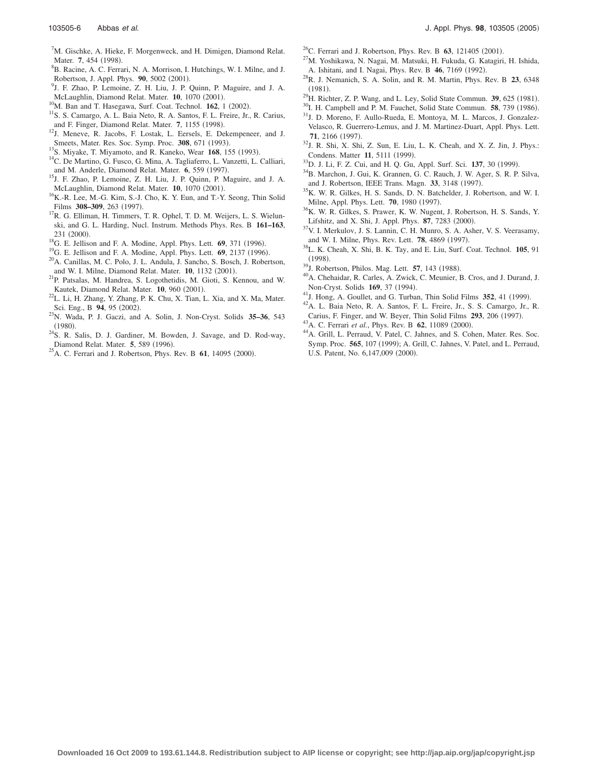[7] M. Gischke, A. Hieke, F. Morgenweck, and H. Dimigen, Diamond Relat. Mater. **7**, 454 (1998).

[8] B. Racine, A. C. Ferrari, N. A. Morrison, I. Hutchings, W. I. Milne, and J. Robertson, J. Appl. Phys. **90**, 5002 (2001).

[9] J. F. Zhao, P. Lemoine, Z. H. Liu, J. P. Quinn, P. Maguire, and J. A. McLaughlin, Diamond Relat. Mater. **10**, 1070 (2001).

[10] M. Ban and T. Hasegawa, Surf. Coat. Technol. **162**, 1 (2002).

[11] S. S. Camargo, A. L. Baia Neto, R. A. Santos, F. L. Freire, Jr., R. Carius, and F. Finger, Diamond Relat. Mater. **7**, 1155 (1998).

[12] J. Meneve, R. Jacobs, F. Lostak, L. Eersels, E. Dekempeneer, and J. Smeets, Mater. Res. Soc. Symp. Proc. **308**, 671 (1993).

[13] S. Miyake, T. Miyamoto, and R. Kaneko, Wear **168**, 155 (1993).

[14] C. De Martino, G. Fusco, G. Mina, A. Tagliaferro, L. Vanzetti, L. Calliari, and M. Anderle, Diamond Relat. Mater. **6**, 559 (1997).

[15] J. F. Zhao, P. Lemoine, Z. H. Liu, J. P. Quinn, P. Maguire, and J. A. McLaughlin, Diamond Relat. Mater. **10**, 1070 (2001).

[16] K.-R. Lee, M.-G. Kim, S.-J. Cho, K. Y. Eun, and T.-Y. Seong, Thin Solid Films **308–309**, 263 (1997).

[17] R. G. Elliman, H. Timmers, T. R. Ophel, T. D. M. Weijers, L. S. Wielunski, and G. L. Harding, Nucl. Instrum. Methods Phys. Res. B **161–163**, 231 (2000).

[18] G. E. Jellison and F. A. Modine, Appl. Phys. Lett. **69**, 371 (1996).

[19] G. E. Jellison and F. A. Modine, Appl. Phys. Lett. **69**, 2137 (1996).

[20] A. Canillas, M. C. Polo, J. L. Andula, J. Sancho, S. Bosch, J. Robertson, and W. I. Milne, Diamond Relat. Mater. **10**, 1132 (2001).

[21] P. Patsalas, M. Handrea, S. Logothetidis, M. Gioti, S. Kennou, and W. Kautek, Diamond Relat. Mater. **10**, 960 (2001).

[22] L. Li, H. Zhang, Y. Zhang, P. K. Chu, X. Tian, L. Xia, and X. Ma, Mater. Sci. Eng., B **94**, 95 (2002).

[23] N. Wada, P. J. Gaczi, and A. Solin, J. Non-Cryst. Solids **35–36**, 543 (1980).

[24] S. R. Salis, D. J. Gardiner, M. Bowden, J. Savage, and D. Rod-way, Diamond Relat. Mater. **5**, 589 (1996).

[25] A. C. Ferrari and J. Robertson, Phys. Rev. B **61**, 14095 (2000).

[26] C. Ferrari and J. Robertson, Phys. Rev. B **63**, 121405 (2001).

[27] M. Yoshikawa, N. Nagai, M. Matsuki, H. Fukuda, G. Katagiri, H. Ishida, A. Ishitani, and I. Nagai, Phys. Rev. B **46**, 7169 (1992).

[28] R. J. Nemanich, S. A. Solin, and R. M. Martin, Phys. Rev. B **23**, 6348 (1981).

[29] H. Richter, Z. P. Wang, and L. Ley, Solid State Commun. **39**, 625 (1981).

[30] I. H. Campbell and P. M. Fauchet, Solid State Commun. **58**, 739 (1986).

[31] J. D. Moreno, F. Aullo-Rueda, E. Montoya, M. L. Marcos, J. Gonzalez-Velasco, R. Guerrero-Lemus, and J. M. Martinez-Duart, Appl. Phys. Lett. **71**, 2166 (1997).

[32] J. R. Shi, X. Shi, Z. Sun, E. Liu, L. K. Cheah, and X. Z. Jin, J. Phys.: Condens. Matter **11**, 5111 (1999).

[33] D. J. Li, F. Z. Cui, and H. Q. Gu, Appl. Surf. Sci. **137**, 30 (1999).

[34] B. Marchon, J. Gui, K. Grannen, G. C. Rauch, J. W. Ager, S. R. P. Silva, and J. Robertson, IEEE Trans. Magn. **33**, 3148 (1997).

[35] K. W. R. Gilkes, H. S. Sands, D. N. Batchelder, J. Robertson, and W. I. Milne, Appl. Phys. Lett. **70**, 1980 (1997).

[36] K. W. R. Gilkes, S. Prawer, K. W. Nugent, J. Robertson, H. S. Sands, Y. Lifshitz, and X. Shi, J. Appl. Phys. **87**, 7283 (2000).

[37] V. I. Merkulov, J. S. Lannin, C. H. Munro, S. A. Asher, V. S. Veerasamy, and W. I. Milne, Phys. Rev. Lett. **78**, 4869 (1997).

[38] L. K. Cheah, X. Shi, B. K. Tay, and E. Liu, Surf. Coat. Technol. **105**, 91 (1998).

[39] J. Robertson, Philos. Mag. Lett. **57**, 143 (1988).

[40] A. Chehaidar, R. Carles, A. Zwick, C. Meunier, B. Cros, and J. Durand, J. Non-Cryst. Solids **169**, 37 (1994).

[41] J. Hong, A. Goullet, and G. Turban, Thin Solid Films **352**, 41 (1999).

[42] A. L. Baia Neto, R. A. Santos, F. L. Freire, Jr., S. S. Camargo, Jr., R. Carius, F. Finger, and W. Beyer, Thin Solid Films **293**, 206 (1997).

[43] A. C. Ferrari *et al.*, Phys. Rev. B **62**, 11089 (2000).

[44] A. Grill, L. Perraud, V. Patel, C. Jahnes, and S. Cohen, Mater. Res. Soc. Symp. Proc. **565**, 107 (1999); A. Grill, C. Jahnes, V. Patel, and L. Perraud, U.S. Patent, No. 6,147,009 (2000).